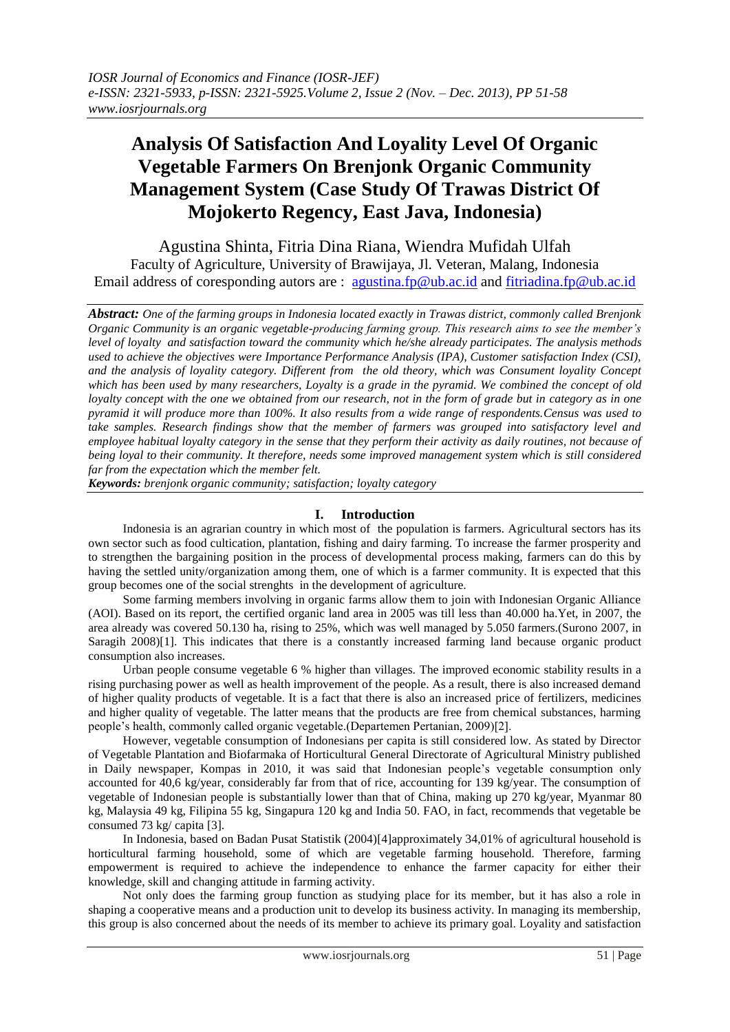# Analysis Of Satisfaction And Loyality Level Of Organic Vegetable Farmers On Brenjonk Organic Community Management System (Case Study Of Trawas District Of Mojokerto Regency, East Java, Indonesia)

Agustina Shinta, Fitria Dina Riana, Wiendra Mufidah Ulfah

Faculty of Agriculture, University of Brawijaya, Jl. Veteran, Malang, Indonesia

Email address of coresponding autors are : agustina.fp@ub.ac.id and fitriadina.fp@ub.ac.id

***Abstract:*** *One of the farming groups in Indonesia located exactly in Trawas district, commonly called Brenjonk Organic Community is an organic vegetable-producing farming group. This research aims to see the member's level of loyalty and satisfaction toward the community which he/she already participates. The analysis methods used to achieve the objectives were Importance Performance Analysis (IPA), Customer satisfaction Index (CSI), and the analysis of loyality category. Different from the old theory, which was Consument loyality Concept which has been used by many researchers, Loyalty is a grade in the pyramid. We combined the concept of old loyalty concept with the one we obtained from our research, not in the form of grade but in category as in one pyramid it will produce more than 100%. It also results from a wide range of respondents.Census was used to take samples. Research findings show that the member of farmers was grouped into satisfactory level and employee habitual loyalty category in the sense that they perform their activity as daily routines, not because of being loyal to their community. It therefore, needs some improved management system which is still considered far from the expectation which the member felt.*

***Keywords:*** *brenjonk organic community; satisfaction; loyalty category*

## I. Introduction

Indonesia is an agrarian country in which most of the population is farmers. Agricultural sectors has its own sector such as food culcitation, plantation, fishing and dairy farming. To increase the farmer prosperity and to strengthen the bargaining position in the process of developmental process making, farmers can do this by having the settled unity/organization among them, one of which is a farmer community. It is expected that this group becomes one of the social strenghts in the development of agriculture.

Some farming members involving in organic farms allow them to join with Indonesian Organic Alliance (AOI). Based on its report, the certified organic land area in 2005 was till less than 40.000 ha.Yet, in 2007, the area already was covered 50.130 ha, rising to 25%, which was well managed by 5.050 farmers.(Surono 2007, in Saragih 2008)[1]. This indicates that there is a constantly increased farming land because organic product consumption also increases.

Urban people consume vegetable 6 % higher than villages. The improved economic stability results in a rising purchasing power as well as health improvement of the people. As a result, there is also increased demand of higher quality products of vegetable. It is a fact that there is also an increased price of fertilizers, medicines and higher quality of vegetable. The latter means that the products are free from chemical substances, harming people's health, commonly called organic vegetable.(Departemen Pertanian, 2009)[2].

However, vegetable consumption of Indonesians per capita is still considered low. As stated by Director of Vegetable Plantation and Biofarmaka of Horticultural General Directorate of Agricultural Ministry published in Daily newspaper, Kompas in 2010, it was said that Indonesian people's vegetable consumption only accounted for 40,6 kg/year, considerably far from that of rice, accounting for 139 kg/year. The consumption of vegetable of Indonesian people is substantially lower than that of China, making up 270 kg/year, Myanmar 80 kg, Malaysia 49 kg, Filipina 55 kg, Singapura 120 kg and India 50. FAO, in fact, recommends that vegetable be consumed 73 kg/ capita [3].

In Indonesia, based on Badan Pusat Statistik (2004)[4]approximately 34,01% of agricultural household is horticultural farming household, some of which are vegetable farming household. Therefore, farming empowerment is required to achieve the independence to enhance the farmer capacity for either their knowledge, skill and changing attitude in farming activity.

Not only does the farming group function as studying place for its member, but it has also a role in shaping a cooperative means and a production unit to develop its business activity. In managing its membership, this group is also concerned about the needs of its member to achieve its primary goal. Loyalty and satisfaction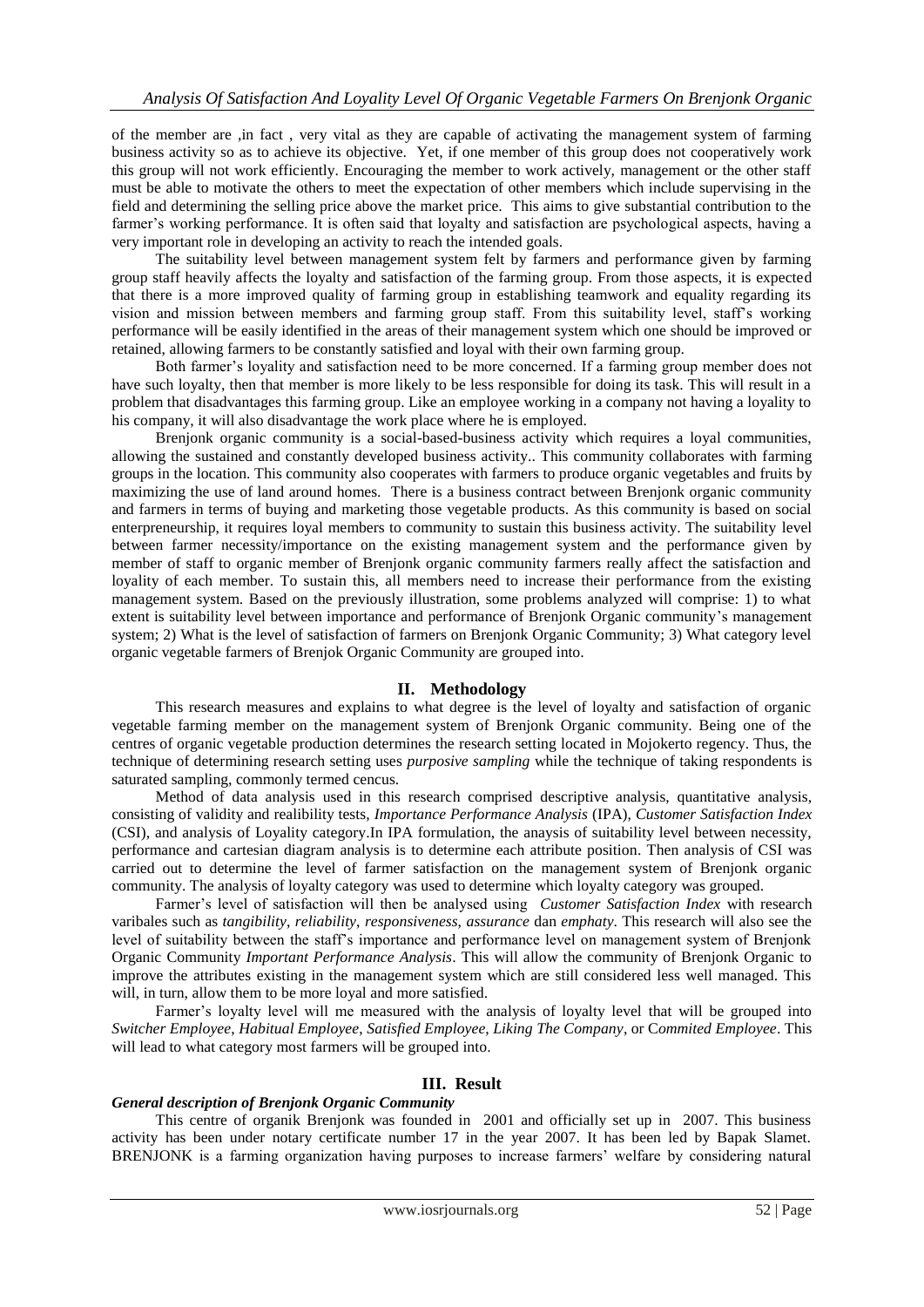of the member are ,in fact , very vital as they are capable of activating the management system of farming business activity so as to achieve its objective. Yet, if one member of this group does not cooperatively work this group will not work efficiently. Encouraging the member to work actively, management or the other staff must be able to motivate the others to meet the expectation of other members which include supervising in the field and determining the selling price above the market price. This aims to give substantial contribution to the farmer's working performance. It is often said that loyalty and satisfaction are psychological aspects, having a very important role in developing an activity to reach the intended goals.

The suitability level between management system felt by farmers and performance given by farming group staff heavily affects the loyalty and satisfaction of the farming group. From those aspects, it is expected that there is a more improved quality of farming group in establishing teamwork and equality regarding its vision and mission between members and farming group staff. From this suitability level, staff's working performance will be easily identified in the areas of their management system which one should be improved or retained, allowing farmers to be constantly satisfied and loyal with their own farming group.

Both farmer's loyality and satisfaction need to be more concerned. If a farming group member does not have such loyalty, then that member is more likely to be less responsible for doing its task. This will result in a problem that disadvantages this farming group. Like an employee working in a company not having a loyality to his company, it will also disadvantage the work place where he is employed.

Brenjonk organic community is a social-based-business activity which requires a loyal communities, allowing the sustained and constantly developed business activity.. This community collaborates with farming groups in the location. This community also cooperates with farmers to produce organic vegetables and fruits by maximizing the use of land around homes. There is a business contract between Brenjonk organic community and farmers in terms of buying and marketing those vegetable products. As this community is based on social enterpreneurship, it requires loyal members to community to sustain this business activity. The suitability level between farmer necessity/importance on the existing management system and the performance given by member of staff to organic member of Brenjonk organic community farmers really affect the satisfaction and loyality of each member. To sustain this, all members need to increase their performance from the existing management system. Based on the previously illustration, some problems analyzed will comprise: 1) to what extent is suitability level between importance and performance of Brenjonk Organic community's management system; 2) What is the level of satisfaction of farmers on Brenjonk Organic Community; 3) What category level organic vegetable farmers of Brenjok Organic Community are grouped into.

## II. Methodology

This research measures and explains to what degree is the level of loyalty and satisfaction of organic vegetable farming member on the management system of Brenjonk Organic community. Being one of the centres of organic vegetable production determines the research setting located in Mojokerto regency. Thus, the technique of determining research setting uses *purposive sampling* while the technique of taking respondents is saturated sampling, commonly termed cencus.

Method of data analysis used in this research comprised descriptive analysis, quantitative analysis, consisting of validity and realibility tests, *Importance Performance Analysis* (IPA), *Customer Satisfaction Index* (CSI), and analysis of Loyality category.In IPA formulation, the anaysis of suitability level between necessity, performance and cartesian diagram analysis is to determine each attribute position. Then analysis of CSI was carried out to determine the level of farmer satisfaction on the management system of Brenjonk organic community. The analysis of loyalty category was used to determine which loyalty category was grouped.

Farmer's level of satisfaction will then be analysed using *Customer Satisfaction Index* with research varibales such as *tangibility*, *reliability*, *responsiveness*, *assurance* dan *emphaty*. This research will also see the level of suitability between the staff's importance and performance level on management system of Brenjonk Organic Community *Important Performance Analysis*. This will allow the community of Brenjonk Organic to improve the attributes existing in the management system which are still considered less well managed. This will, in turn, allow them to be more loyal and more satisfied.

Farmer's loyalty level will me measured with the analysis of loyalty level that will be grouped into *Switcher Employee*, *Habitual Employee*, *Satisfied Employee*, *Liking The Company*, or C*ommited Employee*. This will lead to what category most farmers will be grouped into.

## III. Result

### *General description of Brenjonk Organic Community*

This centre of organik Brenjonk was founded in 2001 and officially set up in 2007. This business activity has been under notary certificate number 17 in the year 2007. It has been led by Bapak Slamet. BRENJONK is a farming organization having purposes to increase farmers' welfare by considering natural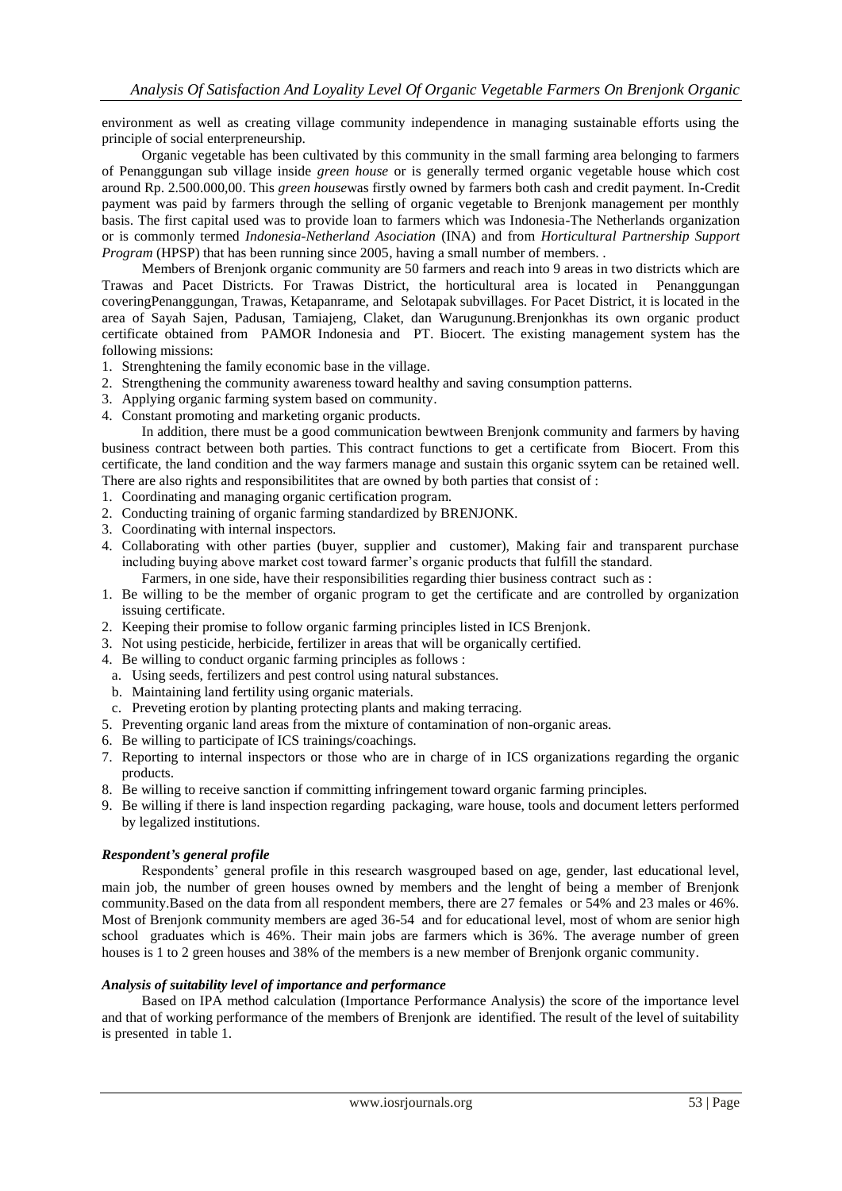environment as well as creating village community independence in managing sustainable efforts using the principle of social enterpreneurship.

Organic vegetable has been cultivated by this community in the small farming area belonging to farmers of Penanggungan sub village inside *green house* or is generally termed organic vegetable house which cost around Rp. 2.500.000,00. This *green house*was firstly owned by farmers both cash and credit payment. In-Credit payment was paid by farmers through the selling of organic vegetable to Brenjonk management per monthly basis. The first capital used was to provide loan to farmers which was Indonesia-The Netherlands organization or is commonly termed *Indonesia-Netherland Asociation* (INA) and from *Horticultural Partnership Support Program* (HPSP) that has been running since 2005, having a small number of members. .

Members of Brenjonk organic community are 50 farmers and reach into 9 areas in two districts which are Trawas and Pacet Districts. For Trawas District, the horticultural area is located in Penanggungan coveringPenanggungan, Trawas, Ketapanrame, and Selotapak subvillages. For Pacet District, it is located in the area of Sayah Sajen, Padusan, Tamiajeng, Claket, dan Warugunung.Brenjonkhas its own organic product certificate obtained from PAMOR Indonesia and PT. Biocert. The existing management system has the following missions:

1. Strenghtening the family economic base in the village.
2. Strengthening the community awareness toward healthy and saving consumption patterns.
3. Applying organic farming system based on community.
4. Constant promoting and marketing organic products.

In addition, there must be a good communication bewtween Brenjonk community and farmers by having business contract between both parties. This contract functions to get a certificate from Biocert. From this certificate, the land condition and the way farmers manage and sustain this organic ssytem can be retained well. There are also rights and responsibilitites that are owned by both parties that consist of :

1. Coordinating and managing organic certification program.
2. Conducting training of organic farming standardized by BRENJONK.
3. Coordinating with internal inspectors.
4. Collaborating with other parties (buyer, supplier and customer), Making fair and transparent purchase including buying above market cost toward farmer's organic products that fulfill the standard.

Farmers, in one side, have their responsibilities regarding thier business contract such as :

1. Be willing to be the member of organic program to get the certificate and are controlled by organization issuing certificate.
2. Keeping their promise to follow organic farming principles listed in ICS Brenjonk.
3. Not using pesticide, herbicide, fertilizer in areas that will be organically certified.
4. Be willing to conduct organic farming principles as follows :
   a. Using seeds, fertilizers and pest control using natural substances.
   b. Maintaining land fertility using organic materials.
   c. Preveting erotion by planting protecting plants and making terracing.
5. Preventing organic land areas from the mixture of contamination of non-organic areas.
6. Be willing to participate of ICS trainings/coachings.
7. Reporting to internal inspectors or those who are in charge of in ICS organizations regarding the organic products.
8. Be willing to receive sanction if committing infringement toward organic farming principles.
9. Be willing if there is land inspection regarding packaging, ware house, tools and document letters performed by legalized institutions.

### *Respondent's general profile*

Respondents' general profile in this research wasgrouped based on age, gender, last educational level, main job, the number of green houses owned by members and the lenght of being a member of Brenjonk community.Based on the data from all respondent members, there are 27 females or 54% and 23 males or 46%. Most of Brenjonk community members are aged 36-54 and for educational level, most of whom are senior high school graduates which is 46%. Their main jobs are farmers which is 36%. The average number of green houses is 1 to 2 green houses and 38% of the members is a new member of Brenjonk organic community.

### *Analysis of suitability level of importance and performance*

Based on IPA method calculation (Importance Performance Analysis) the score of the importance level and that of working performance of the members of Brenjonk are identified. The result of the level of suitability is presented in table 1.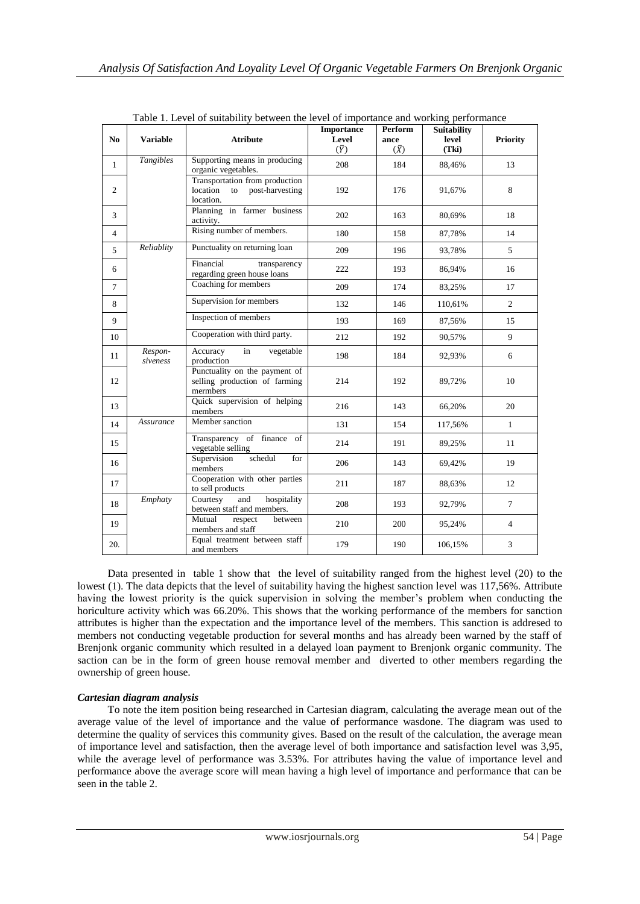Table 1. Level of suitability between the level of importance and working performance

| No | Variable | Atribute | Importance Level $(\bar{Y})$ | Performance $(\bar{X})$ | Suitability level (Tki) | Priority |
|---|---|---|---|---|---|---|
| 1 | *Tangibles* | Supporting means in producing organic vegetables. | 208 | 184 | 88,46% | 13 |
| 2 | | Transportation from production location to post-harvesting location. | 192 | 176 | 91,67% | 8 |
| 3 | | Planning in farmer business activity. | 202 | 163 | 80,69% | 18 |
| 4 | | Rising number of members. | 180 | 158 | 87,78% | 14 |
| 5 | *Reliablity* | Punctuality on returning loan | 209 | 196 | 93,78% | 5 |
| 6 | | Financial transparency regarding green house loans | 222 | 193 | 86,94% | 16 |
| 7 | | Coaching for members | 209 | 174 | 83,25% | 17 |
| 8 | | Supervision for members | 132 | 146 | 110,61% | 2 |
| 9 | | Inspection of members | 193 | 169 | 87,56% | 15 |
| 10 | | Cooperation with third party. | 212 | 192 | 90,57% | 9 |
| 11 | *Respon-siveness* | Accuracy in vegetable production | 198 | 184 | 92,93% | 6 |
| 12 | | Punctuality on the payment of selling production of farming mermbers | 214 | 192 | 89,72% | 10 |
| 13 | | Quick supervision of helping members | 216 | 143 | 66,20% | 20 |
| 14 | *Assurance* | Member sanction | 131 | 154 | 117,56% | 1 |
| 15 | | Transparency of finance of vegetable selling | 214 | 191 | 89,25% | 11 |
| 16 | | Supervision schedul for members | 206 | 143 | 69,42% | 19 |
| 17 | | Cooperation with other parties to sell products | 211 | 187 | 88,63% | 12 |
| 18 | *Emphaty* | Courtesy and hospitality between staff and members. | 208 | 193 | 92,79% | 7 |
| 19 | | Mutual respect between members and staff | 210 | 200 | 95,24% | 4 |
| 20. | | Equal treatment between staff and members | 179 | 190 | 106,15% | 3 |

Data presented in table 1 show that the level of suitability ranged from the highest level (20) to the lowest (1). The data depicts that the level of suitability having the highest sanction level was 117,56%. Attribute having the lowest priority is the quick supervision in solving the member's problem when conducting the horiculture activity which was 66.20%. This shows that the working performance of the members for sanction attributes is higher than the expectation and the importance level of the members. This sanction is addresed to members not conducting vegetable production for several months and has already been warned by the staff of Brenjonk organic community which resulted in a delayed loan payment to Brenjonk organic community. The saction can be in the form of green house removal member and diverted to other members regarding the ownership of green house.

### *Cartesian diagram analysis*

To note the item position being researched in Cartesian diagram, calculating the average mean out of the average value of the level of importance and the value of performance wasdone. The diagram was used to determine the quality of services this community gives. Based on the result of the calculation, the average mean of importance level and satisfaction, then the average level of both importance and satisfaction level was 3,95, while the average level of performance was 3.53%. For attributes having the value of importance level and performance above the average score will mean having a high level of importance and performance that can be seen in the table 2.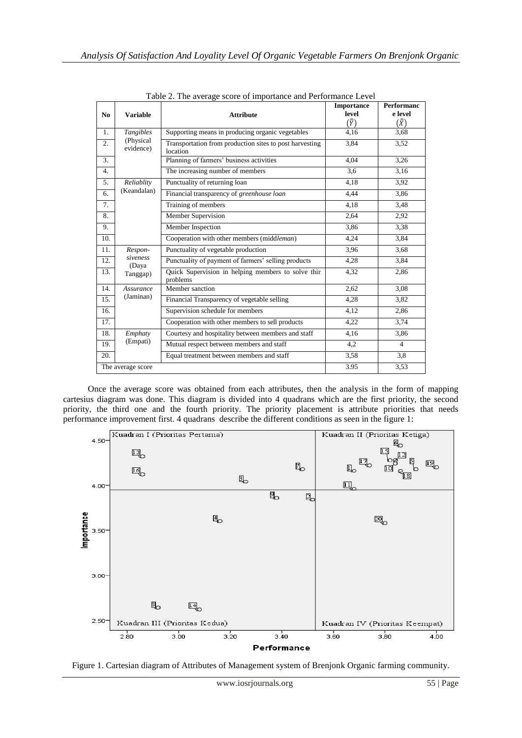Table 2. The average score of importance and Performance Level

| No | Variable | Attribute | Importance level $(\bar{\bar{Y}})$ | Performance level $(\bar{\bar{X}})$ |
|---|---|---|---|---|
| 1. | *Tangibles* (Physical evidence) | Supporting means in producing organic vegetables | 4,16 | 3,68 |
| 2. | | Transportation from production sites to post harvesting location | 3,84 | 3,52 |
| 3. | | Planning of farmers' business activities | 4,04 | 3,26 |
| 4. | | The increasing number of members | 3,6 | 3,16 |
| 5. | *Reliablity* (Keandalan) | Punctuality of returning loan | 4,18 | 3,92 |
| 6. | | Financial transparency of *greenhouse loan* | 4,44 | 3,86 |
| 7. | | Training of members | 4,18 | 3,48 |
| 8. | | Member Supervision | 2,64 | 2,92 |
| 9. | | Member Inspection | 3,86 | 3,38 |
| 10. | | Cooperation with other members (midd*leman*) | 4,24 | 3,84 |
| 11. | *Respon-siveness* (Daya Tanggap) | Punctuality of vegetable production | 3,96 | 3,68 |
| 12. | | Punctuality of payment of farmers' selling products | 4,28 | 3,84 |
| 13. | | Quick Supervision in helping members to solve thir problems | 4,32 | 2,86 |
| 14. | *Assurance* (Jaminan) | Member sanction | 2,62 | 3,08 |
| 15. | | Financial Transparency of vegetable selling | 4,28 | 3,82 |
| 16. | | Supervision schedule for members | 4,12 | 2,86 |
| 17. | | Cooperation with other members to sell products | 4,22 | 3,74 |
| 18. | *Emphaty* (Empati) | Courtesy and hospitality between members and staff | 4,16 | 3,86 |
| 19. | | Mutual respect between members and staff | 4,2 | 4 |
| 20. | | Equal treatment between members and staff | 3,58 | 3,8 |
| The average score | | | 3.95 | 3,53 |

Once the average score was obtained from each attributes, then the analysis in the form of mapping cartesius diagram was done. This diagram is divided into 4 quadrans which are the first priority, the second priority, the third one and the fourth priority. The priority placement is attribute priorities that needs performance improvement first. 4 quadrans describe the different conditions as seen in the figure 1:

Kuadran I (Prioritas Pertama)
Kuadran II (Prioritas Ketiga)
Kuadran III (Prioritas Kedua)
Kuadran IV (Prioritas Keempat)

Importance
4.50
4.00
3.50
3.00
2.50

Performance
2.80 3.00 3.20 3.40 3.60 3.80 4.00

13 16 3 7 9 2 4 8 14 6 15 12 17 10 5 19 18 1 11 20

Figure 1. Cartesian diagram of Attributes of Management system of Brenjonk Organic farming community.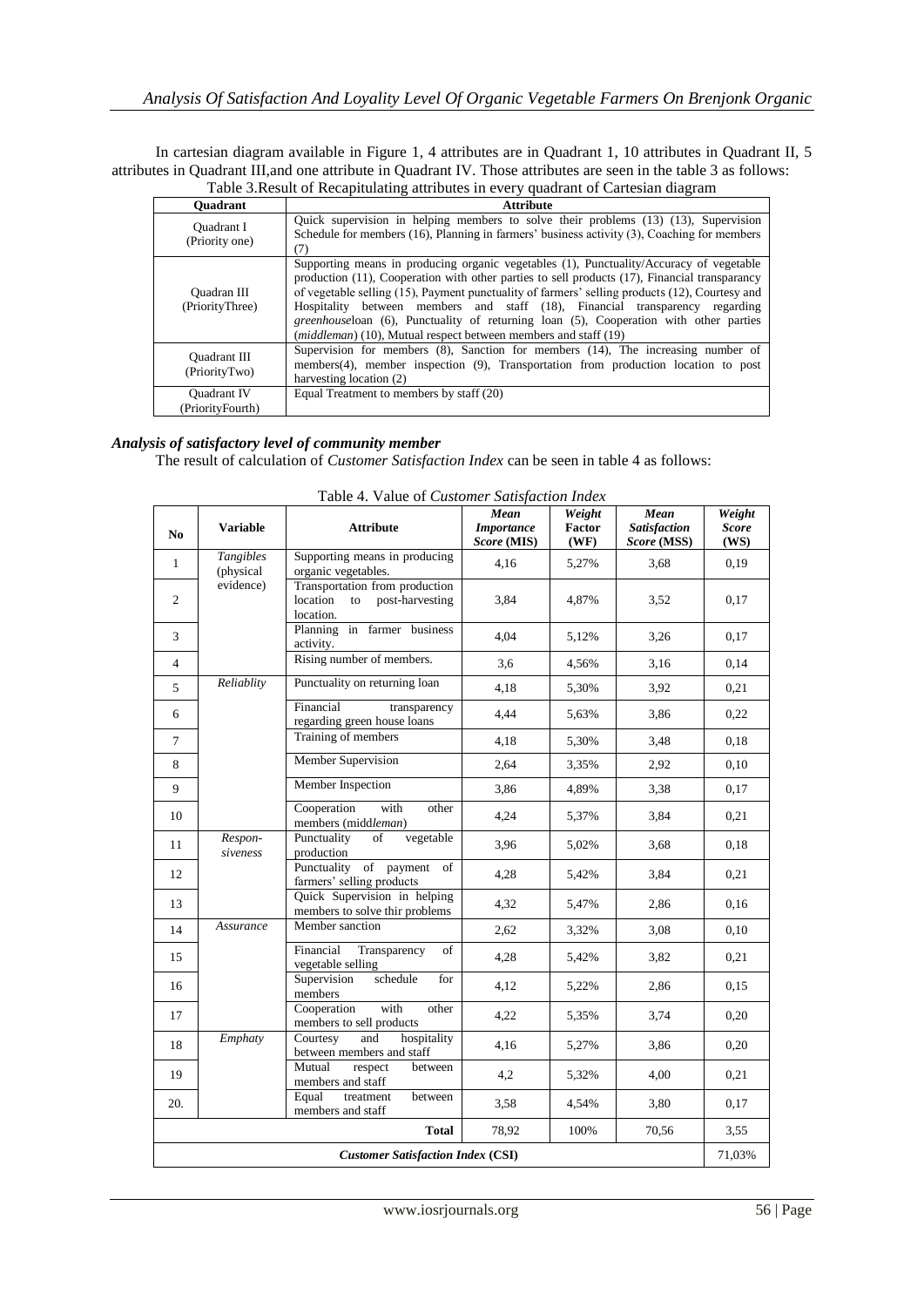In cartesian diagram available in Figure 1, 4 attributes are in Quadrant 1, 10 attributes in Quadrant II, 5 attributes in Quadrant III,and one attribute in Quadrant IV. Those attributes are seen in the table 3 as follows:

Table 3.Result of Recapitulating attributes in every quadrant of Cartesian diagram

| Quadrant | Attribute |
|---|---|
| Quadrant I (Priority one) | Quick supervision in helping members to solve their problems (13) (13), Supervision Schedule for members (16), Planning in farmers' business activity (3), Coaching for members (7) |
| Quadran III (PriorityThree) | Supporting means in producing organic vegetables (1), Punctuality/Accuracy of vegetable production (11), Cooperation with other parties to sell products (17), Financial transparancy of vegetable selling (15), Payment punctuality of farmers' selling products (12), Courtesy and Hospitality between members and staff (18), Financial transparency regarding *greenhouse*loan (6), Punctuality of returning loan (5), Cooperation with other parties (*middleman*) (10), Mutual respect between members and staff (19) |
| Quadrant III (PriorityTwo) | Supervision for members (8), Sanction for members (14), The increasing number of members(4), member inspection (9), Transportation from production location to post harvesting location (2) |
| Quadrant IV (PriorityFourth) | Equal Treatment to members by staff (20) |

### *Analysis of satisfactory level of community member*

The result of calculation of *Customer Satisfaction Index* can be seen in table 4 as follows:

Table 4. Value of *Customer Satisfaction Index*

| No | Variable | Attribute | *Mean Importance Score* (MIS) | *Weight Factor* (WF) | *Mean Satisfaction Score* (MSS) | *Weight Score* (WS) |
|---|---|---|---|---|---|---|
| 1 | *Tangibles* (physical evidence) | Supporting means in producing organic vegetables. | 4,16 | 5,27% | 3,68 | 0,19 |
| 2 | | Transportation from production location to post-harvesting location. | 3,84 | 4,87% | 3,52 | 0,17 |
| 3 | | Planning in farmer business activity. | 4,04 | 5,12% | 3,26 | 0,17 |
| 4 | | Rising number of members. | 3,6 | 4,56% | 3,16 | 0,14 |
| 5 | *Reliablity* | Punctuality on returning loan | 4,18 | 5,30% | 3,92 | 0,21 |
| 6 | | Financial transparency regarding green house loans | 4,44 | 5,63% | 3,86 | 0,22 |
| 7 | | Training of members | 4,18 | 5,30% | 3,48 | 0,18 |
| 8 | | Member Supervision | 2,64 | 3,35% | 2,92 | 0,10 |
| 9 | | Member Inspection | 3,86 | 4,89% | 3,38 | 0,17 |
| 10 | | Cooperation with other members (midd*leman*) | 4,24 | 5,37% | 3,84 | 0,21 |
| 11 | *Respon-siveness* | Punctuality of vegetable production | 3,96 | 5,02% | 3,68 | 0,18 |
| 12 | | Punctuality of payment of farmers' selling products | 4,28 | 5,42% | 3,84 | 0,21 |
| 13 | | Quick Supervision in helping members to solve thir problems | 4,32 | 5,47% | 2,86 | 0,16 |
| 14 | *Assurance* | Member sanction | 2,62 | 3,32% | 3,08 | 0,10 |
| 15 | | Financial Transparency of vegetable selling | 4,28 | 5,42% | 3,82 | 0,21 |
| 16 | | Supervision schedule for members | 4,12 | 5,22% | 2,86 | 0,15 |
| 17 | | Cooperation with other members to sell products | 4,22 | 5,35% | 3,74 | 0,20 |
| 18 | *Emphaty* | Courtesy and hospitality between members and staff | 4,16 | 5,27% | 3,86 | 0,20 |
| 19 | | Mutual respect between members and staff | 4,2 | 5,32% | 4,00 | 0,21 |
| 20. | | Equal treatment between members and staff | 3,58 | 4,54% | 3,80 | 0,17 |
| | | **Total** | 78,92 | 100% | 70,56 | 3,55 |
| | | ***Customer Satisfaction Index* (CSI)** | | | | 71,03% |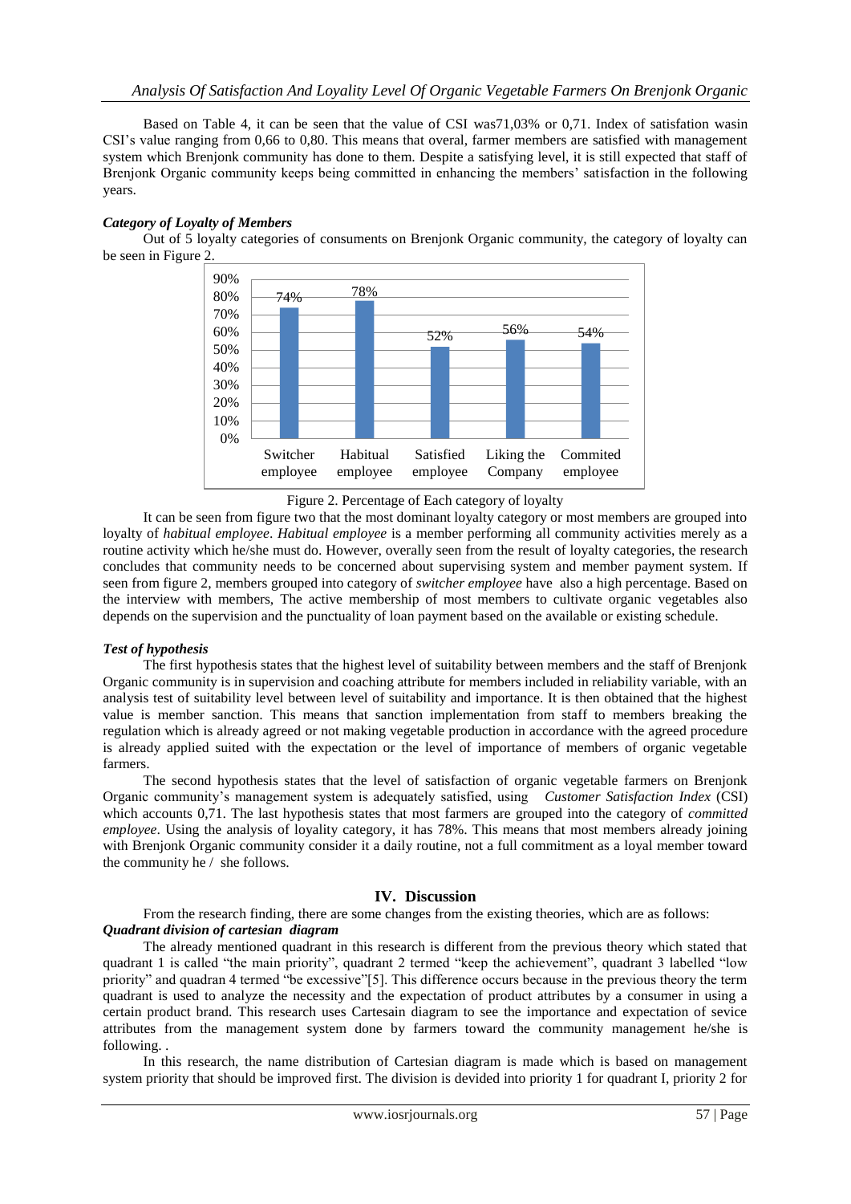Based on Table 4, it can be seen that the value of CSI was71,03% or 0,71. Index of satisfation wasin CSI's value ranging from 0,66 to 0,80. This means that overal, farmer members are satisfied with management system which Brenjonk community has done to them. Despite a satisfying level, it is still expected that staff of Brenjonk Organic community keeps being committed in enhancing the members' satisfaction in the following years.

***Category of Loyalty of Members***

Out of 5 loyalty categories of consuments on Brenjonk Organic community, the category of loyalty can be seen in Figure 2.

90%
80%
70%
60%
50%
40%
30%
20%
10%
0%

74%
78%
52%
56%
54%

Switcher employee
Habitual employee
Satisfied employee
Liking the Company
Commited employee

Figure 2. Percentage of Each category of loyalty

It can be seen from figure two that the most dominant loyalty category or most members are grouped into loyalty of *habitual employee*. *Habitual employee* is a member performing all community activities merely as a routine activity which he/she must do. However, overally seen from the result of loyalty categories, the research concludes that community needs to be concerned about supervising system and member payment system. If seen from figure 2, members grouped into category of *switcher employee* have also a high percentage. Based on the interview with members, The active membership of most members to cultivate organic vegetables also depends on the supervision and the punctuality of loan payment based on the available or existing schedule.

***Test of hypothesis***

The first hypothesis states that the highest level of suitability between members and the staff of Brenjonk Organic community is in supervision and coaching attribute for members included in reliability variable, with an analysis test of suitability level between level of suitability and importance. It is then obtained that the highest value is member sanction. This means that sanction implementation from staff to members breaking the regulation which is already agreed or not making vegetable production in accordance with the agreed procedure is already applied suited with the expectation or the level of importance of members of organic vegetable farmers.

The second hypothesis states that the level of satisfaction of organic vegetable farmers on Brenjonk Organic community's management system is adequately satisfied, using *Customer Satisfaction Index* (CSI) which accounts 0,71. The last hypothesis states that most farmers are grouped into the category of *committed employee*. Using the analysis of loyality category, it has 78%. This means that most members already joining with Brenjonk Organic community consider it a daily routine, not a full commitment as a loyal member toward the community he / she follows.

## IV. Discussion

From the research finding, there are some changes from the existing theories, which are as follows:

***Quadrant division of cartesian diagram***

The already mentioned quadrant in this research is different from the previous theory which stated that quadrant 1 is called "the main priority", quadrant 2 termed "keep the achievement", quadrant 3 labelled "low priority" and quadran 4 termed "be excessive"[5]. This difference occurs because in the previous theory the term quadrant is used to analyze the necessity and the expectation of product attributes by a consumer in using a certain product brand. This research uses Cartesain diagram to see the importance and expectation of sevice attributes from the management system done by farmers toward the community management he/she is following. .

In this research, the name distribution of Cartesian diagram is made which is based on management system priority that should be improved first. The division is devided into priority 1 for quadrant I, priority 2 for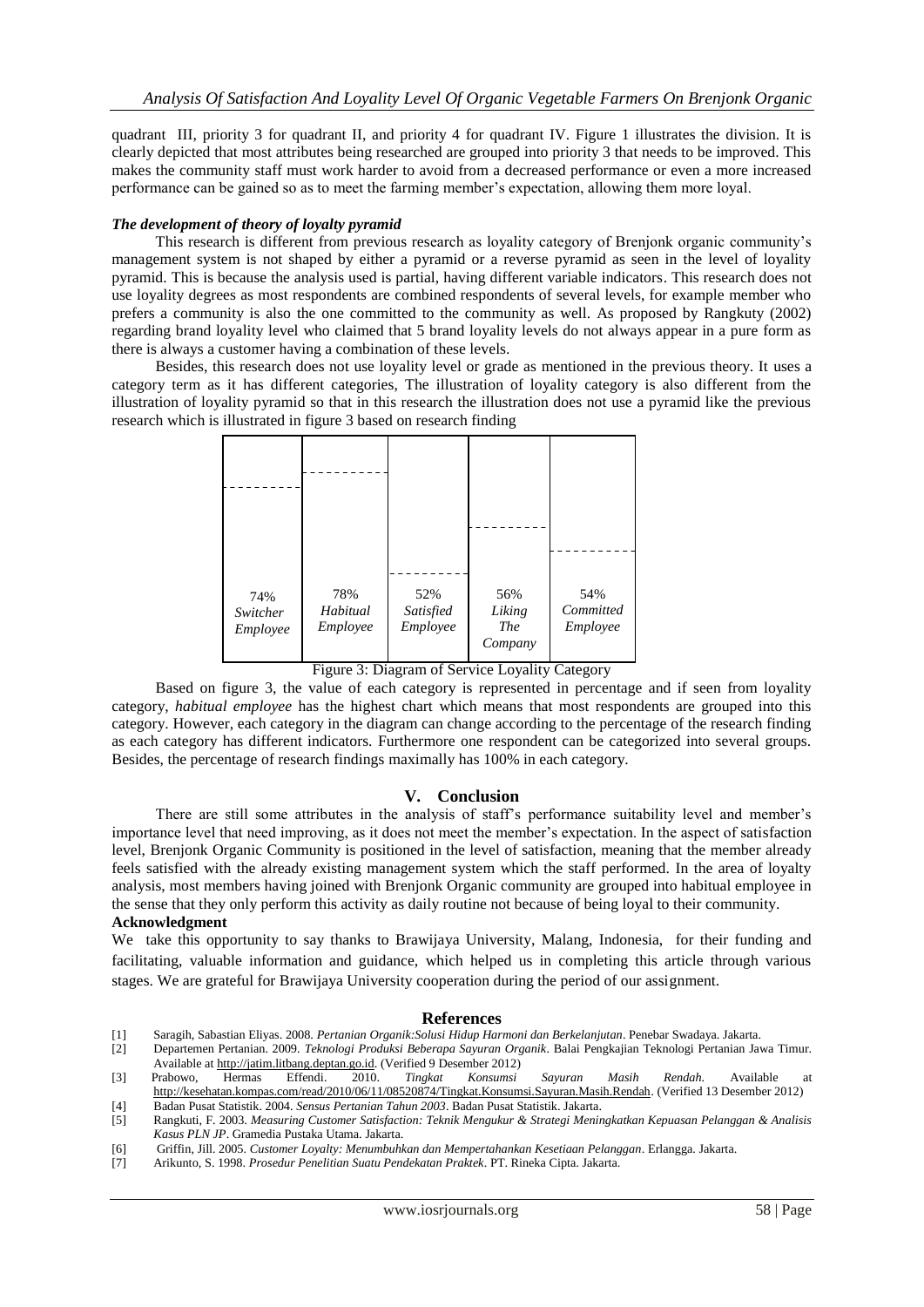quadrant III, priority 3 for quadrant II, and priority 4 for quadrant IV. Figure 1 illustrates the division. It is clearly depicted that most attributes being researched are grouped into priority 3 that needs to be improved. This makes the community staff must work harder to avoid from a decreased performance or even a more increased performance can be gained so as to meet the farming member's expectation, allowing them more loyal.

### *The development of theory of loyalty pyramid*

This research is different from previous research as loyality category of Brenjonk organic community's management system is not shaped by either a pyramid or a reverse pyramid as seen in the level of loyality pyramid. This is because the analysis used is partial, having different variable indicators. This research does not use loyality degrees as most respondents are combined respondents of several levels, for example member who prefers a community is also the one committed to the community as well. As proposed by Rangkuty (2002) regarding brand loyality level who claimed that 5 brand loyality levels do not always appear in a pure form as there is always a customer having a combination of these levels.

Besides, this research does not use loyality level or grade as mentioned in the previous theory. It uses a category term as it has different categories, The illustration of loyality category is also different from the illustration of loyality pyramid so that in this research the illustration does not use a pyramid like the previous research which is illustrated in figure 3 based on research finding

74% *Switcher Employee*

78% *Habitual Employee*

52% *Satisfied Employee*

56% *Liking The Company*

54% *Committed Employee*

Figure 3: Diagram of Service Loyality Category

Based on figure 3, the value of each category is represented in percentage and if seen from loyality category, *habitual employee* has the highest chart which means that most respondents are grouped into this category. However, each category in the diagram can change according to the percentage of the research finding as each category has different indicators. Furthermore one respondent can be categorized into several groups. Besides, the percentage of research findings maximally has 100% in each category.

## V. Conclusion

There are still some attributes in the analysis of staff's performance suitability level and member's importance level that need improving, as it does not meet the member's expectation. In the aspect of satisfaction level, Brenjonk Organic Community is positioned in the level of satisfaction, meaning that the member already feels satisfied with the already existing management system which the staff performed. In the area of loyalty analysis, most members having joined with Brenjonk Organic community are grouped into habitual employee in the sense that they only perform this activity as daily routine not because of being loyal to their community.

**Acknowledgment**

We take this opportunity to say thanks to Brawijaya University, Malang, Indonesia, for their funding and facilitating, valuable information and guidance, which helped us in completing this article through various stages. We are grateful for Brawijaya University cooperation during the period of our assignment.

## References

[1] Saragih, Sabastian Eliyas. 2008. *Pertanian Organik:Solusi Hidup Harmoni dan Berkelanjutan*. Penebar Swadaya. Jakarta.

[2] Departemen Pertanian. 2009. *Teknologi Produksi Beberapa Sayuran Organik*. Balai Pengkajian Teknologi Pertanian Jawa Timur. Available at http://jatim.litbang.deptan.go.id. (Verified 9 Desember 2012)

[3] Prabowo, Hermas Effendi. 2010. *Tingkat Konsumsi Sayuran Masih Rendah*. Available at http://kesehatan.kompas.com/read/2010/06/11/08520874/Tingkat.Konsumsi.Sayuran.Masih.Rendah. (Verified 13 Desember 2012)

[4] Badan Pusat Statistik. 2004. *Sensus Pertanian Tahun 2003*. Badan Pusat Statistik. Jakarta.

[5] Rangkuti, F. 2003. *Measuring Customer Satisfaction: Teknik Mengukur & Strategi Meningkatkan Kepuasan Pelanggan & Analisis Kasus PLN JP*. Gramedia Pustaka Utama. Jakarta.

[6] Griffin, Jill. 2005. *Customer Loyalty: Menumbuhkan dan Mempertahankan Kesetiaan Pelanggan*. Erlangga. Jakarta.

[7] Arikunto, S. 1998. *Prosedur Penelitian Suatu Pendekatan Praktek*. PT. Rineka Cipta. Jakarta.